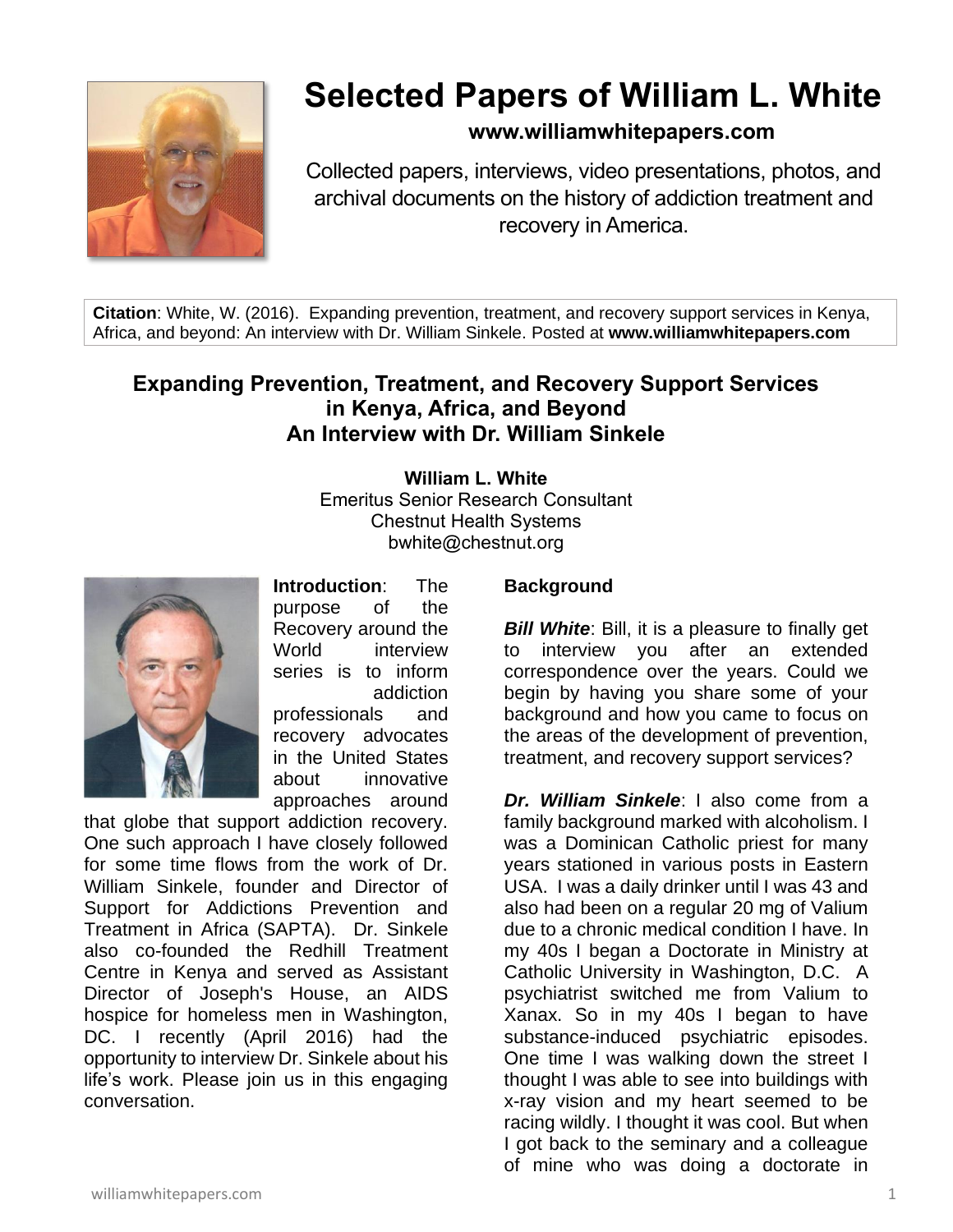# Selected Papers of William L. White

**www.williamwhitepapers.com**

Collected papers, interviews, video presentations, photos, and archival documents on the history of addiction treatment and recovery in America.

**Citation**: White, W. (2016). Expanding prevention, treatment, and recovery support services in Kenya, Africa, and beyond: An interview with Dr. William Sinkele. Posted at **www.williamwhitepapers.com**

## Expanding Prevention, Treatment, and Recovery Support Services in Kenya, Africa, and Beyond
## An Interview with Dr. William Sinkele

**William L. White**
Emeritus Senior Research Consultant
Chestnut Health Systems
bwhite@chestnut.org

**Introduction**: The purpose of the Recovery around the World interview series is to inform addiction professionals and recovery advocates in the United States about innovative approaches around that globe that support addiction recovery. One such approach I have closely followed for some time flows from the work of Dr. William Sinkele, founder and Director of Support for Addictions Prevention and Treatment in Africa (SAPTA). Dr. Sinkele also co-founded the Redhill Treatment Centre in Kenya and served as Assistant Director of Joseph's House, an AIDS hospice for homeless men in Washington, DC. I recently (April 2016) had the opportunity to interview Dr. Sinkele about his life's work. Please join us in this engaging conversation.

### Background

***Bill White***: Bill, it is a pleasure to finally get to interview you after an extended correspondence over the years. Could we begin by having you share some of your background and how you came to focus on the areas of the development of prevention, treatment, and recovery support services?

***Dr. William Sinkele***: I also come from a family background marked with alcoholism. I was a Dominican Catholic priest for many years stationed in various posts in Eastern USA. I was a daily drinker until I was 43 and also had been on a regular 20 mg of Valium due to a chronic medical condition I have. In my 40s I began a Doctorate in Ministry at Catholic University in Washington, D.C. A psychiatrist switched me from Valium to Xanax. So in my 40s I began to have substance-induced psychiatric episodes. One time I was walking down the street I thought I was able to see into buildings with x-ray vision and my heart seemed to be racing wildly. I thought it was cool. But when I got back to the seminary and a colleague of mine who was doing a doctorate in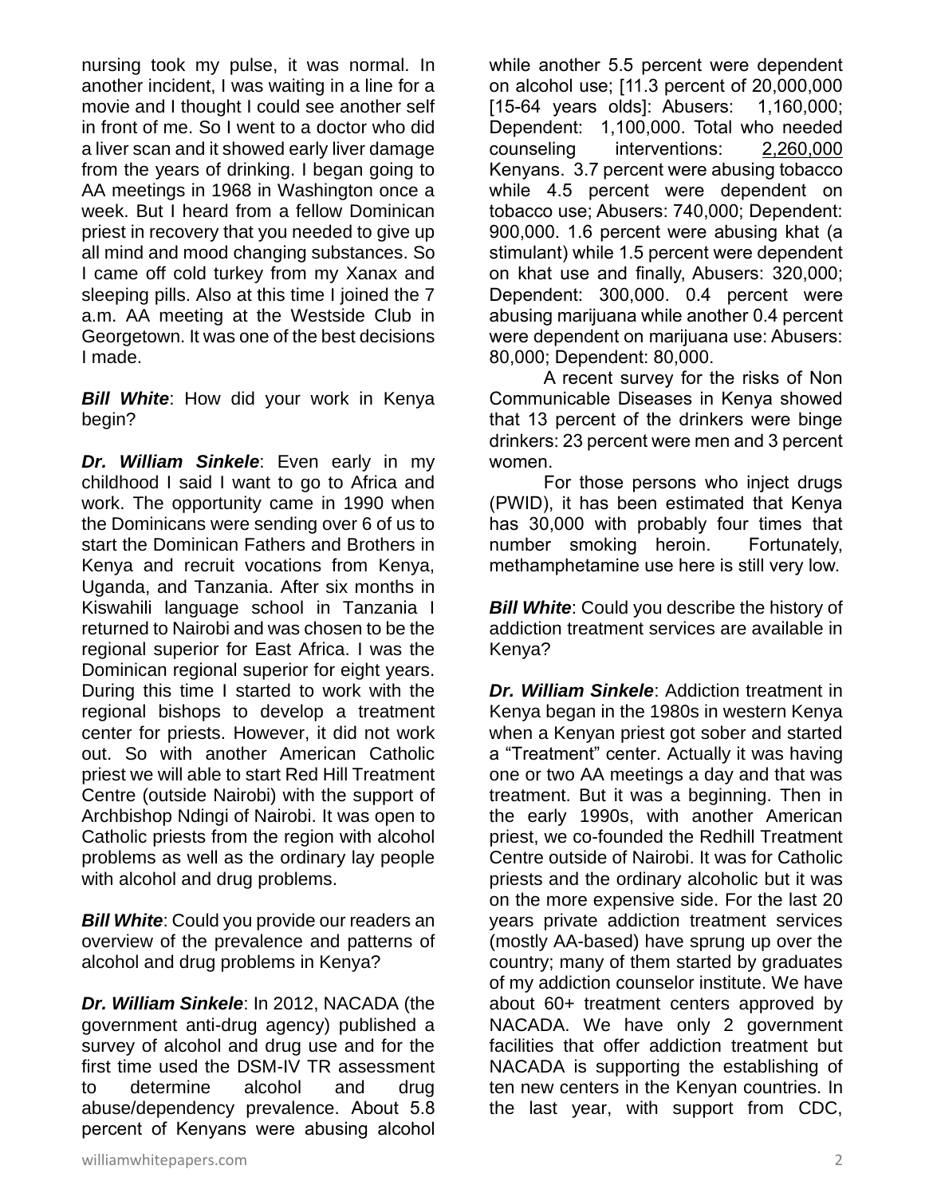nursing took my pulse, it was normal. In another incident, I was waiting in a line for a movie and I thought I could see another self in front of me. So I went to a doctor who did a liver scan and it showed early liver damage from the years of drinking. I began going to AA meetings in 1968 in Washington once a week. But I heard from a fellow Dominican priest in recovery that you needed to give up all mind and mood changing substances. So I came off cold turkey from my Xanax and sleeping pills. Also at this time I joined the 7 a.m. AA meeting at the Westside Club in Georgetown. It was one of the best decisions I made.

***Bill White***: How did your work in Kenya begin?

***Dr. William Sinkele***: Even early in my childhood I said I want to go to Africa and work. The opportunity came in 1990 when the Dominicans were sending over 6 of us to start the Dominican Fathers and Brothers in Kenya and recruit vocations from Kenya, Uganda, and Tanzania. After six months in Kiswahili language school in Tanzania I returned to Nairobi and was chosen to be the regional superior for East Africa. I was the Dominican regional superior for eight years. During this time I started to work with the regional bishops to develop a treatment center for priests. However, it did not work out. So with another American Catholic priest we will able to start Red Hill Treatment Centre (outside Nairobi) with the support of Archbishop Ndingi of Nairobi. It was open to Catholic priests from the region with alcohol problems as well as the ordinary lay people with alcohol and drug problems.

***Bill White***: Could you provide our readers an overview of the prevalence and patterns of alcohol and drug problems in Kenya?

***Dr. William Sinkele***: In 2012, NACADA (the government anti-drug agency) published a survey of alcohol and drug use and for the first time used the DSM-IV TR assessment to determine alcohol and drug abuse/dependency prevalence. About 5.8 percent of Kenyans were abusing alcohol while another 5.5 percent were dependent on alcohol use; [11.3 percent of 20,000,000 [15-64 years olds]: Abusers: 1,160,000; Dependent: 1,100,000. Total who needed counseling interventions: <u>2,260,000</u> Kenyans. 3.7 percent were abusing tobacco while 4.5 percent were dependent on tobacco use; Abusers: 740,000; Dependent: 900,000. 1.6 percent were abusing khat (a stimulant) while 1.5 percent were dependent on khat use and finally, Abusers: 320,000; Dependent: 300,000. 0.4 percent were abusing marijuana while another 0.4 percent were dependent on marijuana use: Abusers: 80,000; Dependent: 80,000.

A recent survey for the risks of Non Communicable Diseases in Kenya showed that 13 percent of the drinkers were binge drinkers: 23 percent were men and 3 percent women.

For those persons who inject drugs (PWID), it has been estimated that Kenya has 30,000 with probably four times that number smoking heroin. Fortunately, methamphetamine use here is still very low.

***Bill White***: Could you describe the history of addiction treatment services are available in Kenya?

***Dr. William Sinkele***: Addiction treatment in Kenya began in the 1980s in western Kenya when a Kenyan priest got sober and started a "Treatment" center. Actually it was having one or two AA meetings a day and that was treatment. But it was a beginning. Then in the early 1990s, with another American priest, we co-founded the Redhill Treatment Centre outside of Nairobi. It was for Catholic priests and the ordinary alcoholic but it was on the more expensive side. For the last 20 years private addiction treatment services (mostly AA-based) have sprung up over the country; many of them started by graduates of my addiction counselor institute. We have about 60+ treatment centers approved by NACADA. We have only 2 government facilities that offer addiction treatment but NACADA is supporting the establishing of ten new centers in the Kenyan countries. In the last year, with support from CDC,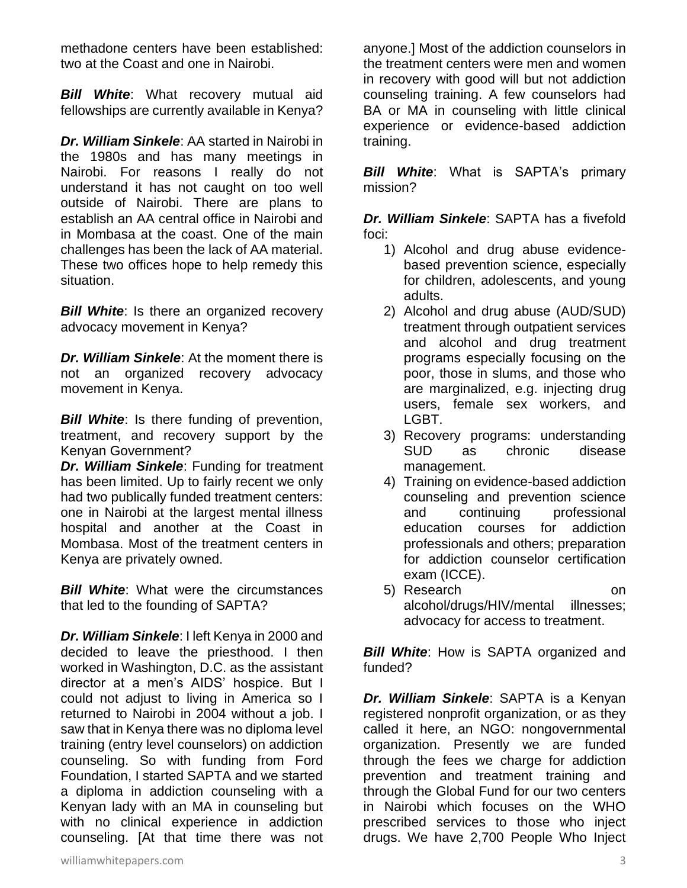methadone centers have been established: two at the Coast and one in Nairobi.

***Bill White***: What recovery mutual aid fellowships are currently available in Kenya?

***Dr. William Sinkele***: AA started in Nairobi in the 1980s and has many meetings in Nairobi. For reasons I really do not understand it has not caught on too well outside of Nairobi. There are plans to establish an AA central office in Nairobi and in Mombasa at the coast. One of the main challenges has been the lack of AA material. These two offices hope to help remedy this situation.

***Bill White***: Is there an organized recovery advocacy movement in Kenya?

***Dr. William Sinkele***: At the moment there is not an organized recovery advocacy movement in Kenya.

***Bill White***: Is there funding of prevention, treatment, and recovery support by the Kenyan Government?

***Dr. William Sinkele***: Funding for treatment has been limited. Up to fairly recent we only had two publically funded treatment centers: one in Nairobi at the largest mental illness hospital and another at the Coast in Mombasa. Most of the treatment centers in Kenya are privately owned.

***Bill White***: What were the circumstances that led to the founding of SAPTA?

***Dr. William Sinkele***: I left Kenya in 2000 and decided to leave the priesthood. I then worked in Washington, D.C. as the assistant director at a men's AIDS' hospice. But I could not adjust to living in America so I returned to Nairobi in 2004 without a job. I saw that in Kenya there was no diploma level training (entry level counselors) on addiction counseling. So with funding from Ford Foundation, I started SAPTA and we started a diploma in addiction counseling with a Kenyan lady with an MA in counseling but with no clinical experience in addiction counseling. [At that time there was not anyone.] Most of the addiction counselors in the treatment centers were men and women in recovery with good will but not addiction counseling training. A few counselors had BA or MA in counseling with little clinical experience or evidence-based addiction training.

***Bill White***: What is SAPTA's primary mission?

***Dr. William Sinkele***: SAPTA has a fivefold foci:

1) Alcohol and drug abuse evidence-based prevention science, especially for children, adolescents, and young adults.
2) Alcohol and drug abuse (AUD/SUD) treatment through outpatient services and alcohol and drug treatment programs especially focusing on the poor, those in slums, and those who are marginalized, e.g. injecting drug users, female sex workers, and LGBT.
3) Recovery programs: understanding SUD as chronic disease management.
4) Training on evidence-based addiction counseling and prevention science and continuing professional education courses for addiction professionals and others; preparation for addiction counselor certification exam (ICCE).
5) Research on alcohol/drugs/HIV/mental illnesses; advocacy for access to treatment.

***Bill White***: How is SAPTA organized and funded?

***Dr. William Sinkele***: SAPTA is a Kenyan registered nonprofit organization, or as they called it here, an NGO: nongovernmental organization. Presently we are funded through the fees we charge for addiction prevention and treatment training and through the Global Fund for our two centers in Nairobi which focuses on the WHO prescribed services to those who inject drugs. We have 2,700 People Who Inject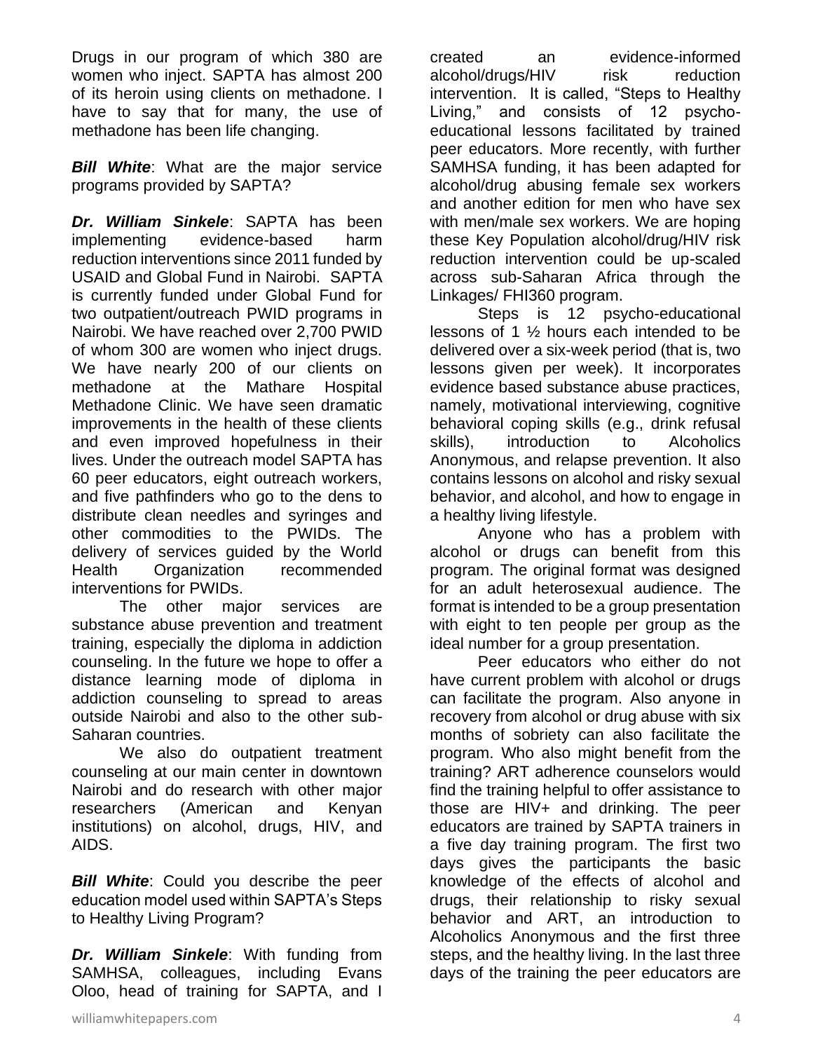Drugs in our program of which 380 are women who inject. SAPTA has almost 200 of its heroin using clients on methadone. I have to say that for many, the use of methadone has been life changing.

***Bill White***: What are the major service programs provided by SAPTA?

***Dr. William Sinkele***: SAPTA has been implementing evidence-based harm reduction interventions since 2011 funded by USAID and Global Fund in Nairobi. SAPTA is currently funded under Global Fund for two outpatient/outreach PWID programs in Nairobi. We have reached over 2,700 PWID of whom 300 are women who inject drugs. We have nearly 200 of our clients on methadone at the Mathare Hospital Methadone Clinic. We have seen dramatic improvements in the health of these clients and even improved hopefulness in their lives. Under the outreach model SAPTA has 60 peer educators, eight outreach workers, and five pathfinders who go to the dens to distribute clean needles and syringes and other commodities to the PWIDs. The delivery of services guided by the World Health Organization recommended interventions for PWIDs.

The other major services are substance abuse prevention and treatment training, especially the diploma in addiction counseling. In the future we hope to offer a distance learning mode of diploma in addiction counseling to spread to areas outside Nairobi and also to the other sub-Saharan countries.

We also do outpatient treatment counseling at our main center in downtown Nairobi and do research with other major researchers (American and Kenyan institutions) on alcohol, drugs, HIV, and AIDS.

***Bill White***: Could you describe the peer education model used within SAPTA's Steps to Healthy Living Program?

***Dr. William Sinkele***: With funding from SAMHSA, colleagues, including Evans Oloo, head of training for SAPTA, and I created an evidence-informed alcohol/drugs/HIV risk reduction intervention. It is called, "Steps to Healthy Living," and consists of 12 psycho-educational lessons facilitated by trained peer educators. More recently, with further SAMHSA funding, it has been adapted for alcohol/drug abusing female sex workers and another edition for men who have sex with men/male sex workers. We are hoping these Key Population alcohol/drug/HIV risk reduction intervention could be up-scaled across sub-Saharan Africa through the Linkages/ FHI360 program.

Steps is 12 psycho-educational lessons of 1 ½ hours each intended to be delivered over a six-week period (that is, two lessons given per week). It incorporates evidence based substance abuse practices, namely, motivational interviewing, cognitive behavioral coping skills (e.g., drink refusal skills), introduction to Alcoholics Anonymous, and relapse prevention. It also contains lessons on alcohol and risky sexual behavior, and alcohol, and how to engage in a healthy living lifestyle.

Anyone who has a problem with alcohol or drugs can benefit from this program. The original format was designed for an adult heterosexual audience. The format is intended to be a group presentation with eight to ten people per group as the ideal number for a group presentation.

Peer educators who either do not have current problem with alcohol or drugs can facilitate the program. Also anyone in recovery from alcohol or drug abuse with six months of sobriety can also facilitate the program. Who also might benefit from the training? ART adherence counselors would find the training helpful to offer assistance to those are HIV+ and drinking. The peer educators are trained by SAPTA trainers in a five day training program. The first two days gives the participants the basic knowledge of the effects of alcohol and drugs, their relationship to risky sexual behavior and ART, an introduction to Alcoholics Anonymous and the first three steps, and the healthy living. In the last three days of the training the peer educators are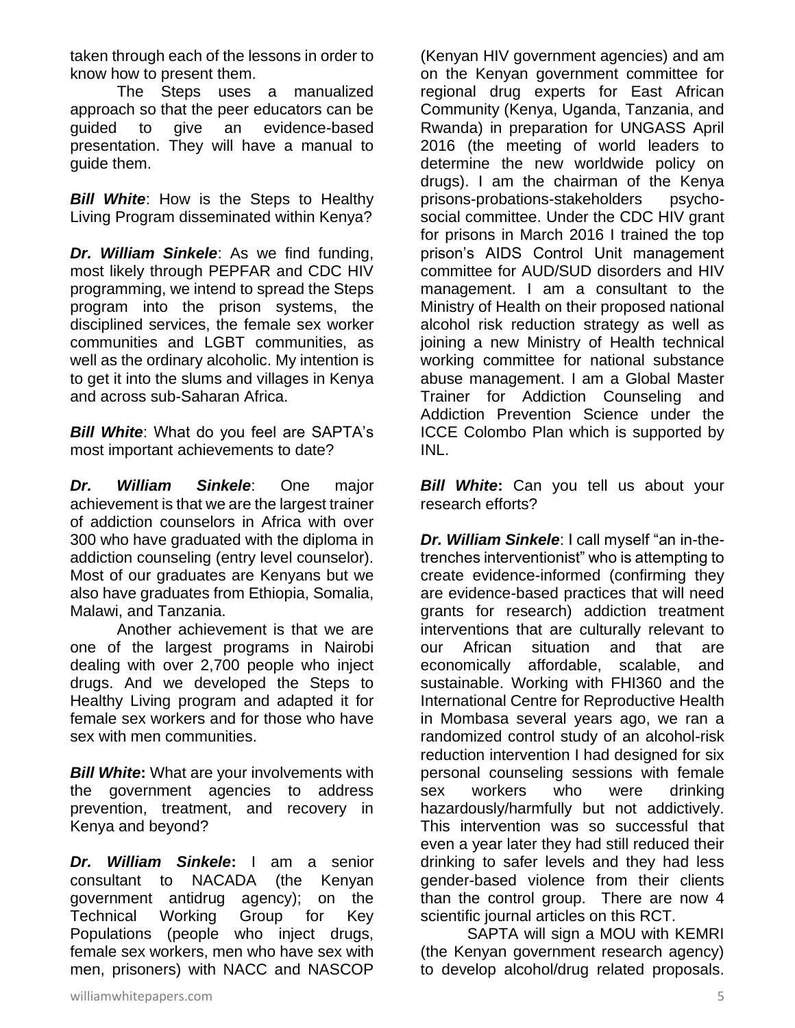taken through each of the lessons in order to know how to present them.

The Steps uses a manualized approach so that the peer educators can be guided to give an evidence-based presentation. They will have a manual to guide them.

***Bill White***: How is the Steps to Healthy Living Program disseminated within Kenya?

***Dr. William Sinkele***: As we find funding, most likely through PEPFAR and CDC HIV programming, we intend to spread the Steps program into the prison systems, the disciplined services, the female sex worker communities and LGBT communities, as well as the ordinary alcoholic. My intention is to get it into the slums and villages in Kenya and across sub-Saharan Africa.

***Bill White***: What do you feel are SAPTA's most important achievements to date?

***Dr. William Sinkele***: One major achievement is that we are the largest trainer of addiction counselors in Africa with over 300 who have graduated with the diploma in addiction counseling (entry level counselor). Most of our graduates are Kenyans but we also have graduates from Ethiopia, Somalia, Malawi, and Tanzania.

Another achievement is that we are one of the largest programs in Nairobi dealing with over 2,700 people who inject drugs. And we developed the Steps to Healthy Living program and adapted it for female sex workers and for those who have sex with men communities.

***Bill White*:** What are your involvements with the government agencies to address prevention, treatment, and recovery in Kenya and beyond?

***Dr. William Sinkele*:** I am a senior consultant to NACADA (the Kenyan government antidrug agency); on the Technical Working Group for Key Populations (people who inject drugs, female sex workers, men who have sex with men, prisoners) with NACC and NASCOP (Kenyan HIV government agencies) and am on the Kenyan government committee for regional drug experts for East African Community (Kenya, Uganda, Tanzania, and Rwanda) in preparation for UNGASS April 2016 (the meeting of world leaders to determine the new worldwide policy on drugs). I am the chairman of the Kenya prisons-probations-stakeholders psycho-social committee. Under the CDC HIV grant for prisons in March 2016 I trained the top prison's AIDS Control Unit management committee for AUD/SUD disorders and HIV management. I am a consultant to the Ministry of Health on their proposed national alcohol risk reduction strategy as well as joining a new Ministry of Health technical working committee for national substance abuse management. I am a Global Master Trainer for Addiction Counseling and Addiction Prevention Science under the ICCE Colombo Plan which is supported by INL.

***Bill White*:** Can you tell us about your research efforts?

***Dr. William Sinkele***: I call myself "an in-the-trenches interventionist" who is attempting to create evidence-informed (confirming they are evidence-based practices that will need grants for research) addiction treatment interventions that are culturally relevant to our African situation and that are economically affordable, scalable, and sustainable. Working with FHI360 and the International Centre for Reproductive Health in Mombasa several years ago, we ran a randomized control study of an alcohol-risk reduction intervention I had designed for six personal counseling sessions with female sex workers who were drinking hazardously/harmfully but not addictively. This intervention was so successful that even a year later they had still reduced their drinking to safer levels and they had less gender-based violence from their clients than the control group. There are now 4 scientific journal articles on this RCT.

SAPTA will sign a MOU with KEMRI (the Kenyan government research agency) to develop alcohol/drug related proposals.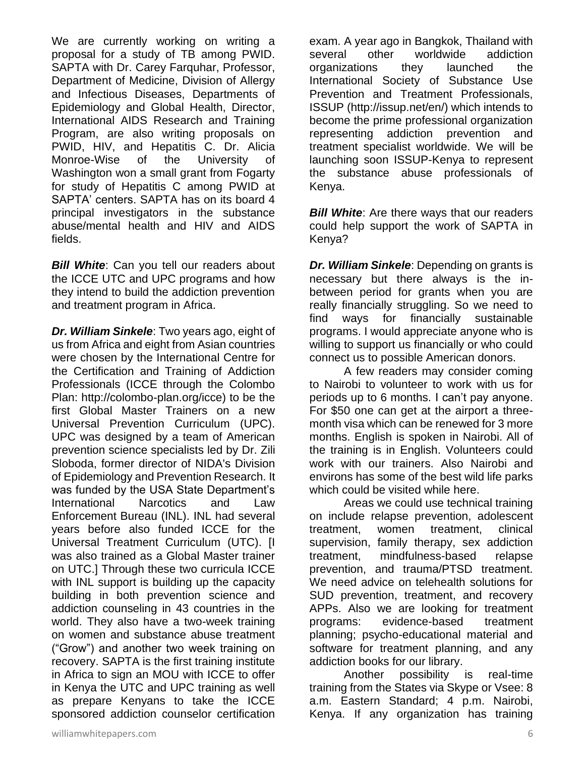We are currently working on writing a proposal for a study of TB among PWID. SAPTA with Dr. Carey Farquhar, Professor, Department of Medicine, Division of Allergy and Infectious Diseases, Departments of Epidemiology and Global Health, Director, International AIDS Research and Training Program, are also writing proposals on PWID, HIV, and Hepatitis C. Dr. Alicia Monroe-Wise of the University of Washington won a small grant from Fogarty for study of Hepatitis C among PWID at SAPTA' centers. SAPTA has on its board 4 principal investigators in the substance abuse/mental health and HIV and AIDS fields.

***Bill White***: Can you tell our readers about the ICCE UTC and UPC programs and how they intend to build the addiction prevention and treatment program in Africa.

***Dr. William Sinkele***: Two years ago, eight of us from Africa and eight from Asian countries were chosen by the International Centre for the Certification and Training of Addiction Professionals (ICCE through the Colombo Plan: http://colombo-plan.org/icce) to be the first Global Master Trainers on a new Universal Prevention Curriculum (UPC). UPC was designed by a team of American prevention science specialists led by Dr. Zili Sloboda, former director of NIDA's Division of Epidemiology and Prevention Research. It was funded by the USA State Department's International Narcotics and Law Enforcement Bureau (INL). INL had several years before also funded ICCE for the Universal Treatment Curriculum (UTC). [I was also trained as a Global Master trainer on UTC.] Through these two curricula ICCE with INL support is building up the capacity building in both prevention science and addiction counseling in 43 countries in the world. They also have a two-week training on women and substance abuse treatment ("Grow") and another two week training on recovery. SAPTA is the first training institute in Africa to sign an MOU with ICCE to offer in Kenya the UTC and UPC training as well as prepare Kenyans to take the ICCE sponsored addiction counselor certification exam. A year ago in Bangkok, Thailand with several other worldwide addiction organizations they launched the International Society of Substance Use Prevention and Treatment Professionals, ISSUP (http://issup.net/en/) which intends to become the prime professional organization representing addiction prevention and treatment specialist worldwide. We will be launching soon ISSUP-Kenya to represent the substance abuse professionals of Kenya.

***Bill White***: Are there ways that our readers could help support the work of SAPTA in Kenya?

***Dr. William Sinkele***: Depending on grants is necessary but there always is the in-between period for grants when you are really financially struggling. So we need to find ways for financially sustainable programs. I would appreciate anyone who is willing to support us financially or who could connect us to possible American donors.

A few readers may consider coming to Nairobi to volunteer to work with us for periods up to 6 months. I can't pay anyone. For $50 one can get at the airport a three-month visa which can be renewed for 3 more months. English is spoken in Nairobi. All of the training is in English. Volunteers could work with our trainers. Also Nairobi and environs has some of the best wild life parks which could be visited while here.

Areas we could use technical training on include relapse prevention, adolescent treatment, women treatment, clinical supervision, family therapy, sex addiction treatment, mindfulness-based relapse prevention, and trauma/PTSD treatment. We need advice on telehealth solutions for SUD prevention, treatment, and recovery APPs. Also we are looking for treatment programs: evidence-based treatment planning; psycho-educational material and software for treatment planning, and any addiction books for our library.

Another possibility is real-time training from the States via Skype or Vsee: 8 a.m. Eastern Standard; 4 p.m. Nairobi, Kenya. If any organization has training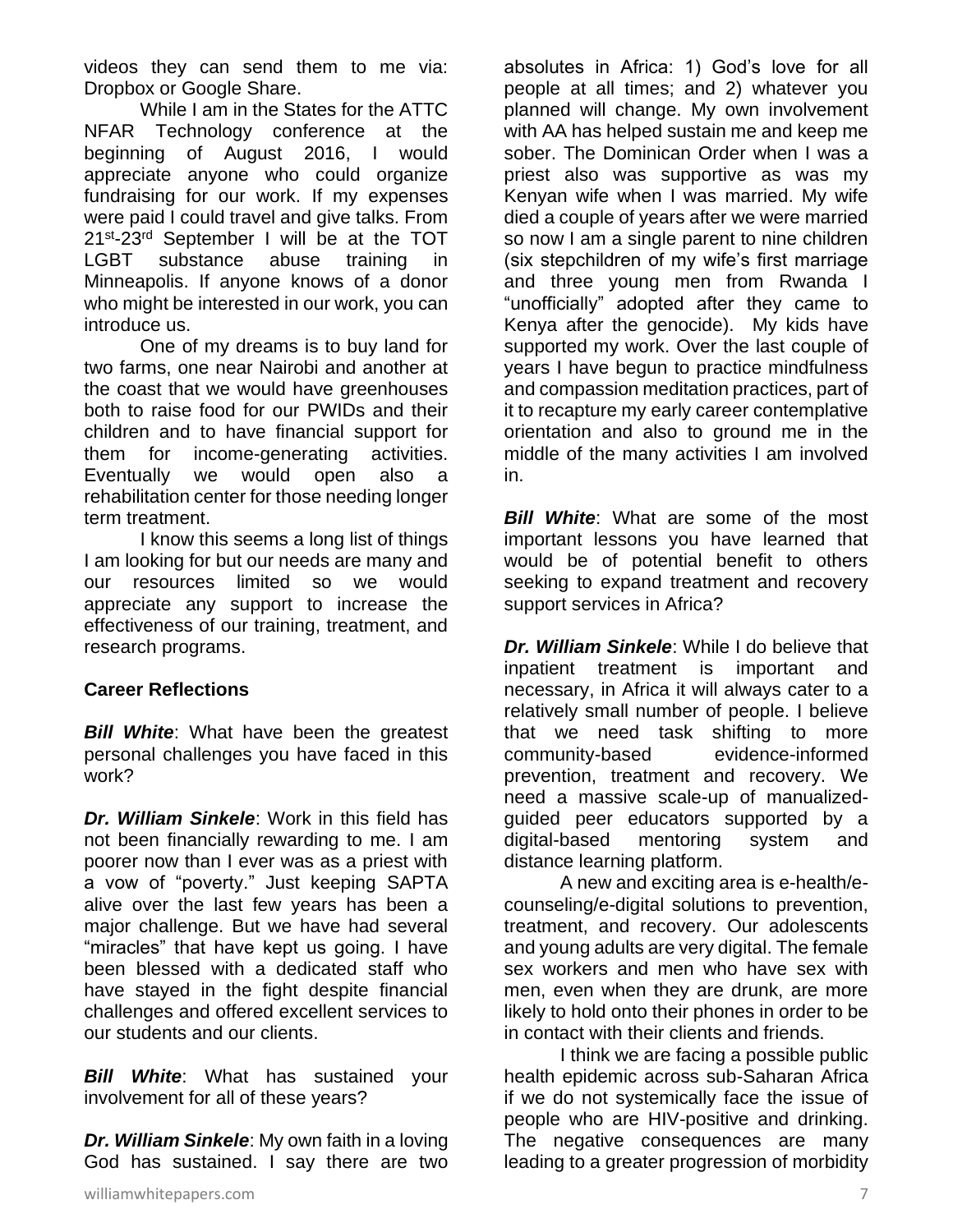videos they can send them to me via: Dropbox or Google Share.

While I am in the States for the ATTC NFAR Technology conference at the beginning of August 2016, I would appreciate anyone who could organize fundraising for our work. If my expenses were paid I could travel and give talks. From 21st-23rd September I will be at the TOT LGBT substance abuse training in Minneapolis. If anyone knows of a donor who might be interested in our work, you can introduce us.

One of my dreams is to buy land for two farms, one near Nairobi and another at the coast that we would have greenhouses both to raise food for our PWIDs and their children and to have financial support for them for income-generating activities. Eventually we would open also a rehabilitation center for those needing longer term treatment.

I know this seems a long list of things I am looking for but our needs are many and our resources limited so we would appreciate any support to increase the effectiveness of our training, treatment, and research programs.

**Career Reflections**

***Bill White***: What have been the greatest personal challenges you have faced in this work?

***Dr. William Sinkele***: Work in this field has not been financially rewarding to me. I am poorer now than I ever was as a priest with a vow of "poverty." Just keeping SAPTA alive over the last few years has been a major challenge. But we have had several "miracles" that have kept us going. I have been blessed with a dedicated staff who have stayed in the fight despite financial challenges and offered excellent services to our students and our clients.

***Bill White***: What has sustained your involvement for all of these years?

***Dr. William Sinkele***: My own faith in a loving God has sustained. I say there are two absolutes in Africa: 1) God's love for all people at all times; and 2) whatever you planned will change. My own involvement with AA has helped sustain me and keep me sober. The Dominican Order when I was a priest also was supportive as was my Kenyan wife when I was married. My wife died a couple of years after we were married so now I am a single parent to nine children (six stepchildren of my wife's first marriage and three young men from Rwanda I "unofficially" adopted after they came to Kenya after the genocide). My kids have supported my work. Over the last couple of years I have begun to practice mindfulness and compassion meditation practices, part of it to recapture my early career contemplative orientation and also to ground me in the middle of the many activities I am involved in.

***Bill White***: What are some of the most important lessons you have learned that would be of potential benefit to others seeking to expand treatment and recovery support services in Africa?

***Dr. William Sinkele***: While I do believe that inpatient treatment is important and necessary, in Africa it will always cater to a relatively small number of people. I believe that we need task shifting to more community-based evidence-informed prevention, treatment and recovery. We need a massive scale-up of manualized-guided peer educators supported by a digital-based mentoring system and distance learning platform.

A new and exciting area is e-health/e-counseling/e-digital solutions to prevention, treatment, and recovery. Our adolescents and young adults are very digital. The female sex workers and men who have sex with men, even when they are drunk, are more likely to hold onto their phones in order to be in contact with their clients and friends.

I think we are facing a possible public health epidemic across sub-Saharan Africa if we do not systemically face the issue of people who are HIV-positive and drinking. The negative consequences are many leading to a greater progression of morbidity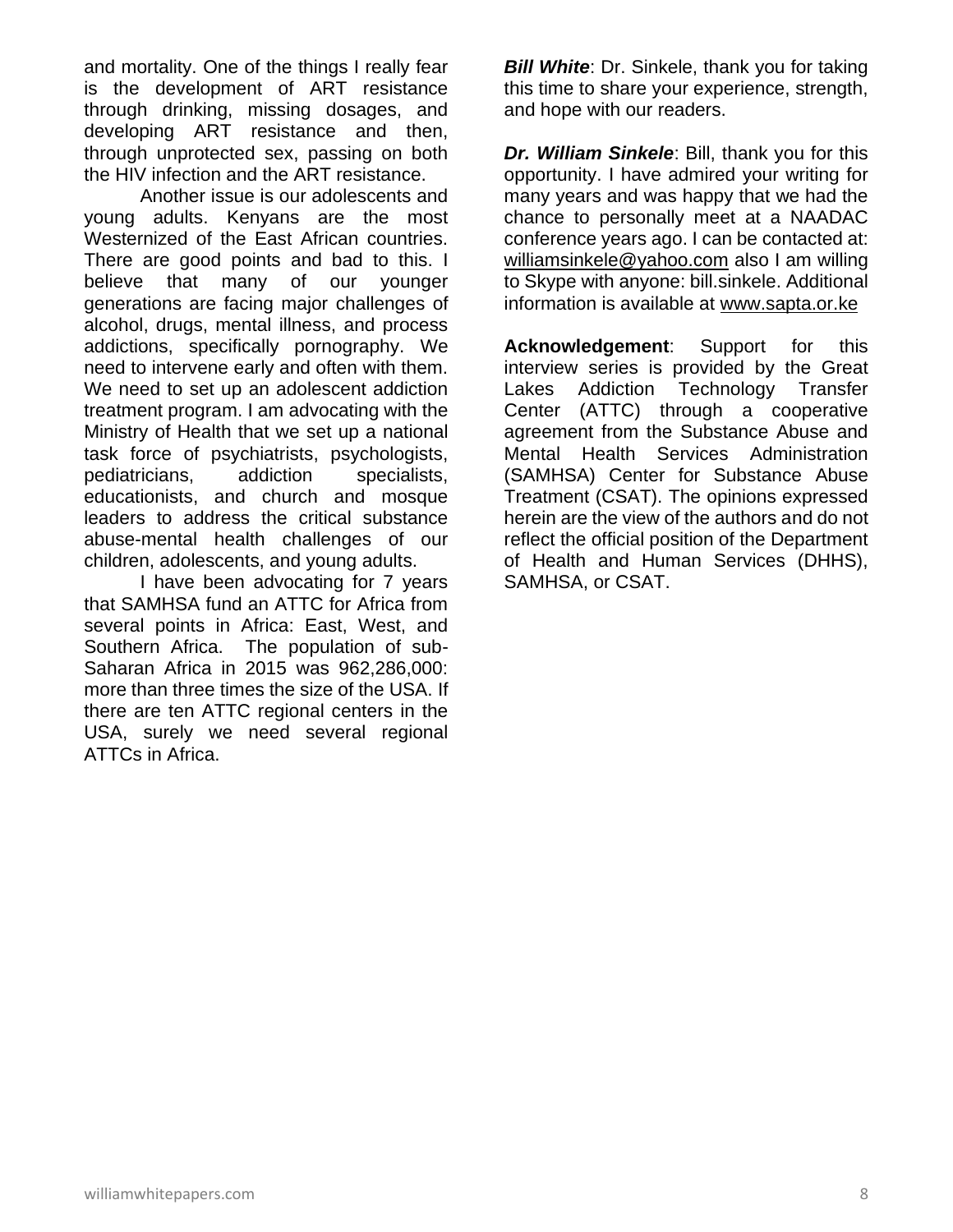and mortality. One of the things I really fear is the development of ART resistance through drinking, missing dosages, and developing ART resistance and then, through unprotected sex, passing on both the HIV infection and the ART resistance.

Another issue is our adolescents and young adults. Kenyans are the most Westernized of the East African countries. There are good points and bad to this. I believe that many of our younger generations are facing major challenges of alcohol, drugs, mental illness, and process addictions, specifically pornography. We need to intervene early and often with them. We need to set up an adolescent addiction treatment program. I am advocating with the Ministry of Health that we set up a national task force of psychiatrists, psychologists, pediatricians, addiction specialists, educationists, and church and mosque leaders to address the critical substance abuse-mental health challenges of our children, adolescents, and young adults.

I have been advocating for 7 years that SAMHSA fund an ATTC for Africa from several points in Africa: East, West, and Southern Africa. The population of sub-Saharan Africa in 2015 was 962,286,000: more than three times the size of the USA. If there are ten ATTC regional centers in the USA, surely we need several regional ATTCs in Africa.

***Bill White***: Dr. Sinkele, thank you for taking this time to share your experience, strength, and hope with our readers.

***Dr. William Sinkele***: Bill, thank you for this opportunity. I have admired your writing for many years and was happy that we had the chance to personally meet at a NAADAC conference years ago. I can be contacted at: williamsinkele@yahoo.com also I am willing to Skype with anyone: bill.sinkele. Additional information is available at www.sapta.or.ke

**Acknowledgement**: Support for this interview series is provided by the Great Lakes Addiction Technology Transfer Center (ATTC) through a cooperative agreement from the Substance Abuse and Mental Health Services Administration (SAMHSA) Center for Substance Abuse Treatment (CSAT). The opinions expressed herein are the view of the authors and do not reflect the official position of the Department of Health and Human Services (DHHS), SAMHSA, or CSAT.